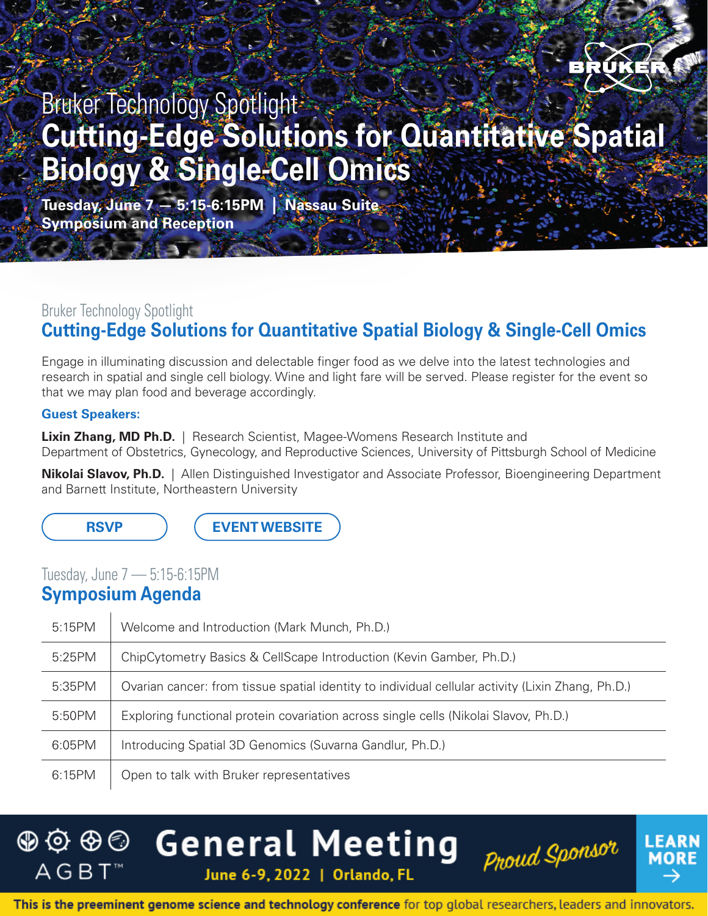BRUKER

Bruker Technology Spotlight

# Cutting-Edge Solutions for Quantitative Spatial Biology & Single-Cell Omics

**Tuesday, June 7 — 5:15-6:15PM | Nassau Suite**
**Symposium and Reception**

Bruker Technology Spotlight

## Cutting-Edge Solutions for Quantitative Spatial Biology & Single-Cell Omics

Engage in illuminating discussion and delectable finger food as we delve into the latest technologies and research in spatial and single cell biology. Wine and light fare will be served. Please register for the event so that we may plan food and beverage accordingly.

### Guest Speakers:

**Lixin Zhang, MD Ph.D.** | Research Scientist, Magee-Womens Research Institute and Department of Obstetrics, Gynecology, and Reproductive Sciences, University of Pittsburgh School of Medicine

**Nikolai Slavov, Ph.D.** | Allen Distinguished Investigator and Associate Professor, Bioengineering Department and Barnett Institute, Northeastern University

RSVP | EVENT WEBSITE

Tuesday, June 7 — 5:15-6:15PM

## Symposium Agenda

| Time | Session |
| --- | --- |
| 5:15PM | Welcome and Introduction (Mark Munch, Ph.D.) |
| 5:25PM | ChipCytometry Basics & CellScape Introduction (Kevin Gamber, Ph.D.) |
| 5:35PM | Ovarian cancer: from tissue spatial identity to individual cellular activity (Lixin Zhang, Ph.D.) |
| 5:50PM | Exploring functional protein covariation across single cells (Nikolai Slavov, Ph.D.) |
| 6:05PM | Introducing Spatial 3D Genomics (Suvarna Gandlur, Ph.D.) |
| 6:15PM | Open to talk with Bruker representatives |

AGBT™ **General Meeting** June 6-9, 2022 | Orlando, FL — *Proud Sponsor* — LEARN MORE →

**This is the preeminent genome science and technology conference** for top global researchers, leaders and innovators.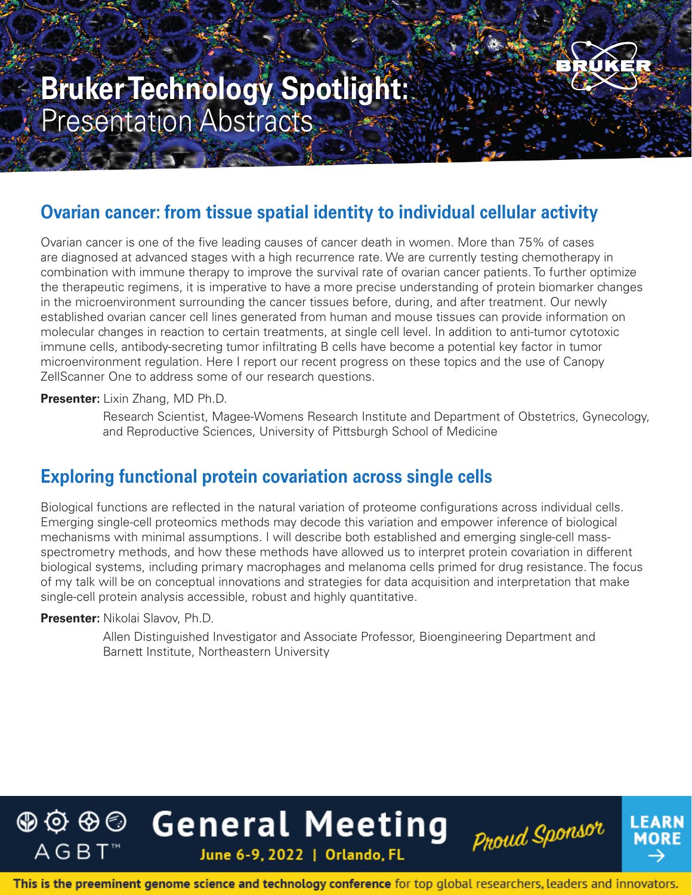# Bruker Technology Spotlight: Presentation Abstracts

## Ovarian cancer: from tissue spatial identity to individual cellular activity

Ovarian cancer is one of the five leading causes of cancer death in women. More than 75% of cases are diagnosed at advanced stages with a high recurrence rate. We are currently testing chemotherapy in combination with immune therapy to improve the survival rate of ovarian cancer patients. To further optimize the therapeutic regimens, it is imperative to have a more precise understanding of protein biomarker changes in the microenvironment surrounding the cancer tissues before, during, and after treatment. Our newly established ovarian cancer cell lines generated from human and mouse tissues can provide information on molecular changes in reaction to certain treatments, at single cell level. In addition to anti-tumor cytotoxic immune cells, antibody-secreting tumor infiltrating B cells have become a potential key factor in tumor microenvironment regulation. Here I report our recent progress on these topics and the use of Canopy ZellScanner One to address some of our research questions.

**Presenter:** Lixin Zhang, MD Ph.D.

Research Scientist, Magee-Womens Research Institute and Department of Obstetrics, Gynecology, and Reproductive Sciences, University of Pittsburgh School of Medicine

## Exploring functional protein covariation across single cells

Biological functions are reflected in the natural variation of proteome configurations across individual cells. Emerging single-cell proteomics methods may decode this variation and empower inference of biological mechanisms with minimal assumptions. I will describe both established and emerging single-cell mass-spectrometry methods, and how these methods have allowed us to interpret protein covariation in different biological systems, including primary macrophages and melanoma cells primed for drug resistance. The focus of my talk will be on conceptual innovations and strategies for data acquisition and interpretation that make single-cell protein analysis accessible, robust and highly quantitative.

**Presenter:** Nikolai Slavov, Ph.D.

Allen Distinguished Investigator and Associate Professor, Bioengineering Department and Barnett Institute, Northeastern University

AGBT™ General Meeting — June 6-9, 2022 | Orlando, FL — Proud Sponsor — LEARN MORE →

**This is the preeminent genome science and technology conference** for top global researchers, leaders and innovators.